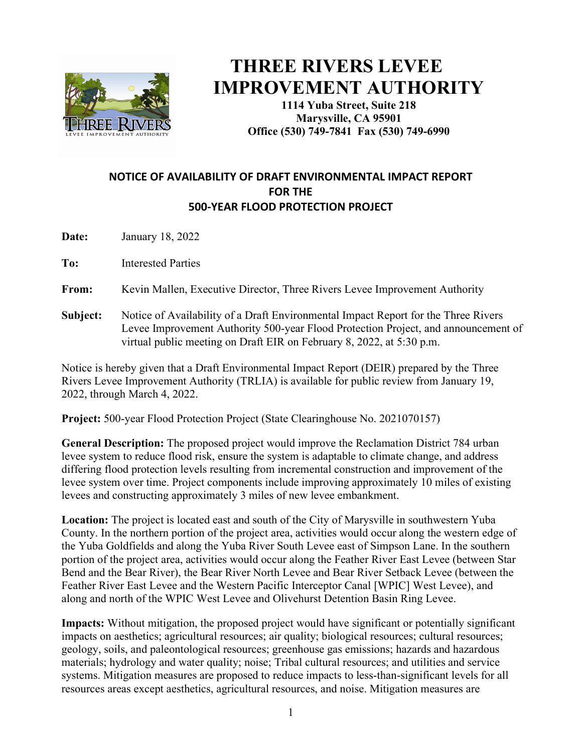# THREE RIVERS LEVEE IMPROVEMENT AUTHORITY

**1114 Yuba Street, Suite 218**
**Marysville, CA 95901**
**Office (530) 749-7841 Fax (530) 749-6990**

## NOTICE OF AVAILABILITY OF DRAFT ENVIRONMENTAL IMPACT REPORT FOR THE 500-YEAR FLOOD PROTECTION PROJECT

**Date:** January 18, 2022

**To:** Interested Parties

**From:** Kevin Mallen, Executive Director, Three Rivers Levee Improvement Authority

**Subject:** Notice of Availability of a Draft Environmental Impact Report for the Three Rivers Levee Improvement Authority 500-year Flood Protection Project, and announcement of virtual public meeting on Draft EIR on February 8, 2022, at 5:30 p.m.

Notice is hereby given that a Draft Environmental Impact Report (DEIR) prepared by the Three Rivers Levee Improvement Authority (TRLIA) is available for public review from January 19, 2022, through March 4, 2022.

**Project:** 500-year Flood Protection Project (State Clearinghouse No. 2021070157)

**General Description:** The proposed project would improve the Reclamation District 784 urban levee system to reduce flood risk, ensure the system is adaptable to climate change, and address differing flood protection levels resulting from incremental construction and improvement of the levee system over time. Project components include improving approximately 10 miles of existing levees and constructing approximately 3 miles of new levee embankment.

**Location:** The project is located east and south of the City of Marysville in southwestern Yuba County. In the northern portion of the project area, activities would occur along the western edge of the Yuba Goldfields and along the Yuba River South Levee east of Simpson Lane. In the southern portion of the project area, activities would occur along the Feather River East Levee (between Star Bend and the Bear River), the Bear River North Levee and Bear River Setback Levee (between the Feather River East Levee and the Western Pacific Interceptor Canal [WPIC] West Levee), and along and north of the WPIC West Levee and Olivehurst Detention Basin Ring Levee.

**Impacts:** Without mitigation, the proposed project would have significant or potentially significant impacts on aesthetics; agricultural resources; air quality; biological resources; cultural resources; geology, soils, and paleontological resources; greenhouse gas emissions; hazards and hazardous materials; hydrology and water quality; noise; Tribal cultural resources; and utilities and service systems. Mitigation measures are proposed to reduce impacts to less-than-significant levels for all resources areas except aesthetics, agricultural resources, and noise. Mitigation measures are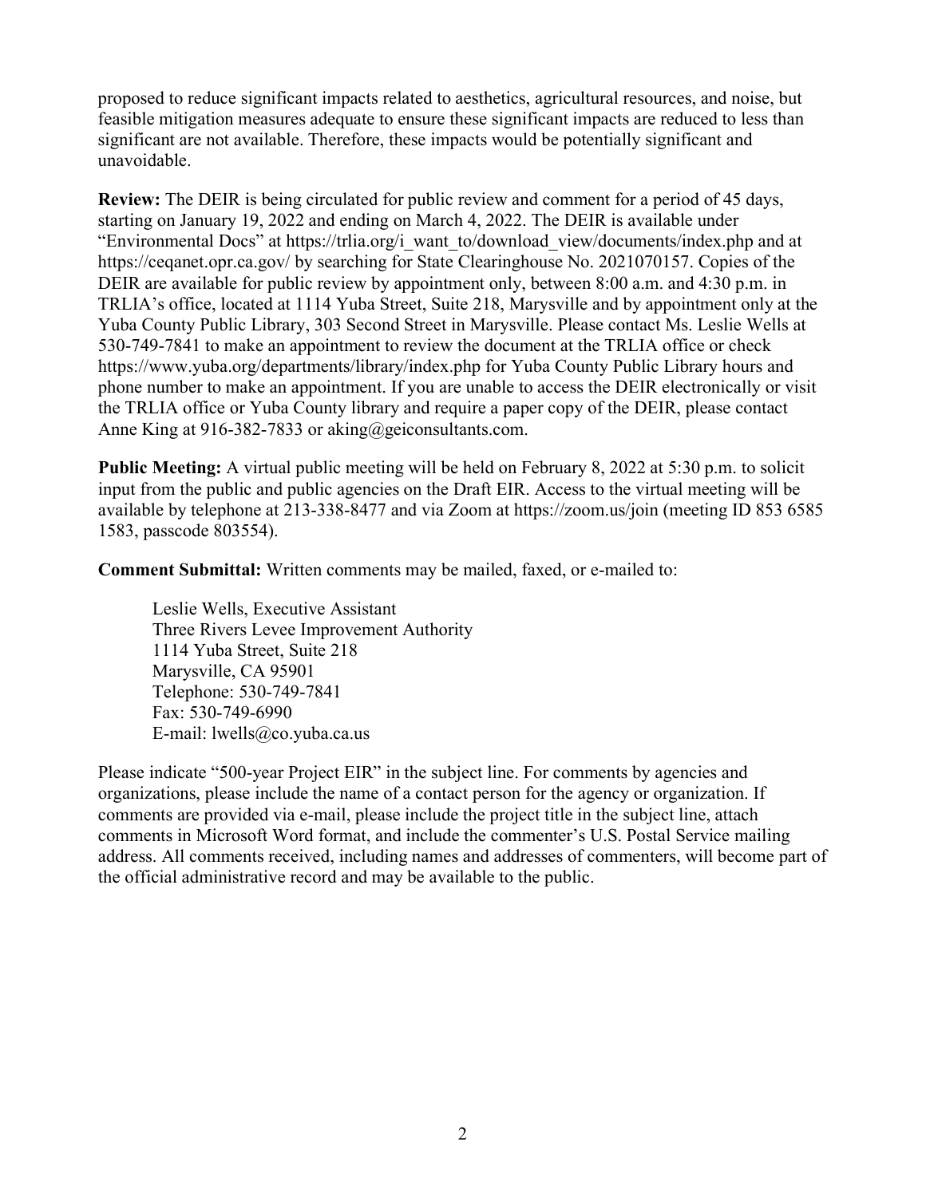proposed to reduce significant impacts related to aesthetics, agricultural resources, and noise, but feasible mitigation measures adequate to ensure these significant impacts are reduced to less than significant are not available. Therefore, these impacts would be potentially significant and unavoidable.

**Review:** The DEIR is being circulated for public review and comment for a period of 45 days, starting on January 19, 2022 and ending on March 4, 2022. The DEIR is available under "Environmental Docs" at https://trlia.org/i_want_to/download_view/documents/index.php and at https://ceqanet.opr.ca.gov/ by searching for State Clearinghouse No. 2021070157. Copies of the DEIR are available for public review by appointment only, between 8:00 a.m. and 4:30 p.m. in TRLIA's office, located at 1114 Yuba Street, Suite 218, Marysville and by appointment only at the Yuba County Public Library, 303 Second Street in Marysville. Please contact Ms. Leslie Wells at 530-749-7841 to make an appointment to review the document at the TRLIA office or check https://www.yuba.org/departments/library/index.php for Yuba County Public Library hours and phone number to make an appointment. If you are unable to access the DEIR electronically or visit the TRLIA office or Yuba County library and require a paper copy of the DEIR, please contact Anne King at 916-382-7833 or aking@geiconsultants.com.

**Public Meeting:** A virtual public meeting will be held on February 8, 2022 at 5:30 p.m. to solicit input from the public and public agencies on the Draft EIR. Access to the virtual meeting will be available by telephone at 213-338-8477 and via Zoom at https://zoom.us/join (meeting ID 853 6585 1583, passcode 803554).

**Comment Submittal:** Written comments may be mailed, faxed, or e-mailed to:

Leslie Wells, Executive Assistant
Three Rivers Levee Improvement Authority
1114 Yuba Street, Suite 218
Marysville, CA 95901
Telephone: 530-749-7841
Fax: 530-749-6990
E-mail: lwells@co.yuba.ca.us

Please indicate "500-year Project EIR" in the subject line. For comments by agencies and organizations, please include the name of a contact person for the agency or organization. If comments are provided via e-mail, please include the project title in the subject line, attach comments in Microsoft Word format, and include the commenter's U.S. Postal Service mailing address. All comments received, including names and addresses of commenters, will become part of the official administrative record and may be available to the public.